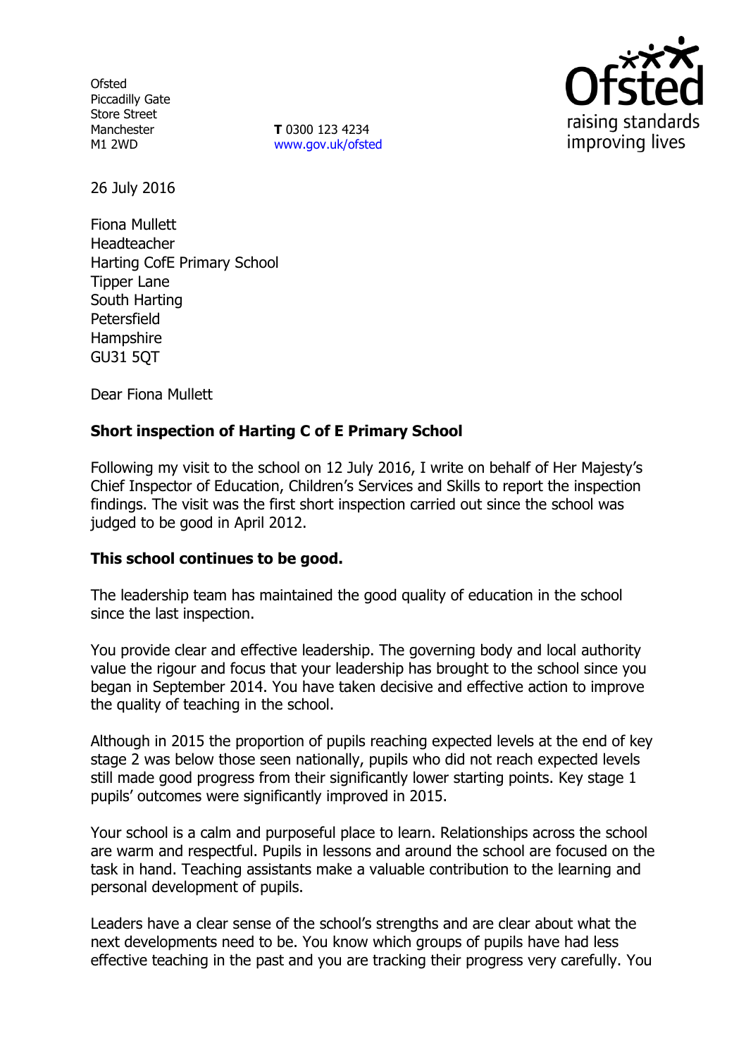Ofsted
Piccadilly Gate
Store Street
Manchester
M1 2WD

**T** 0300 123 4234
www.gov.uk/ofsted

Ofsted
raising standards
improving lives

26 July 2016

Fiona Mullett
Headteacher
Harting CofE Primary School
Tipper Lane
South Harting
Petersfield
Hampshire
GU31 5QT

Dear Fiona Mullett

**Short inspection of Harting C of E Primary School**

Following my visit to the school on 12 July 2016, I write on behalf of Her Majesty's Chief Inspector of Education, Children's Services and Skills to report the inspection findings. The visit was the first short inspection carried out since the school was judged to be good in April 2012.

**This school continues to be good.**

The leadership team has maintained the good quality of education in the school since the last inspection.

You provide clear and effective leadership. The governing body and local authority value the rigour and focus that your leadership has brought to the school since you began in September 2014. You have taken decisive and effective action to improve the quality of teaching in the school.

Although in 2015 the proportion of pupils reaching expected levels at the end of key stage 2 was below those seen nationally, pupils who did not reach expected levels still made good progress from their significantly lower starting points. Key stage 1 pupils' outcomes were significantly improved in 2015.

Your school is a calm and purposeful place to learn. Relationships across the school are warm and respectful. Pupils in lessons and around the school are focused on the task in hand. Teaching assistants make a valuable contribution to the learning and personal development of pupils.

Leaders have a clear sense of the school's strengths and are clear about what the next developments need to be. You know which groups of pupils have had less effective teaching in the past and you are tracking their progress very carefully. You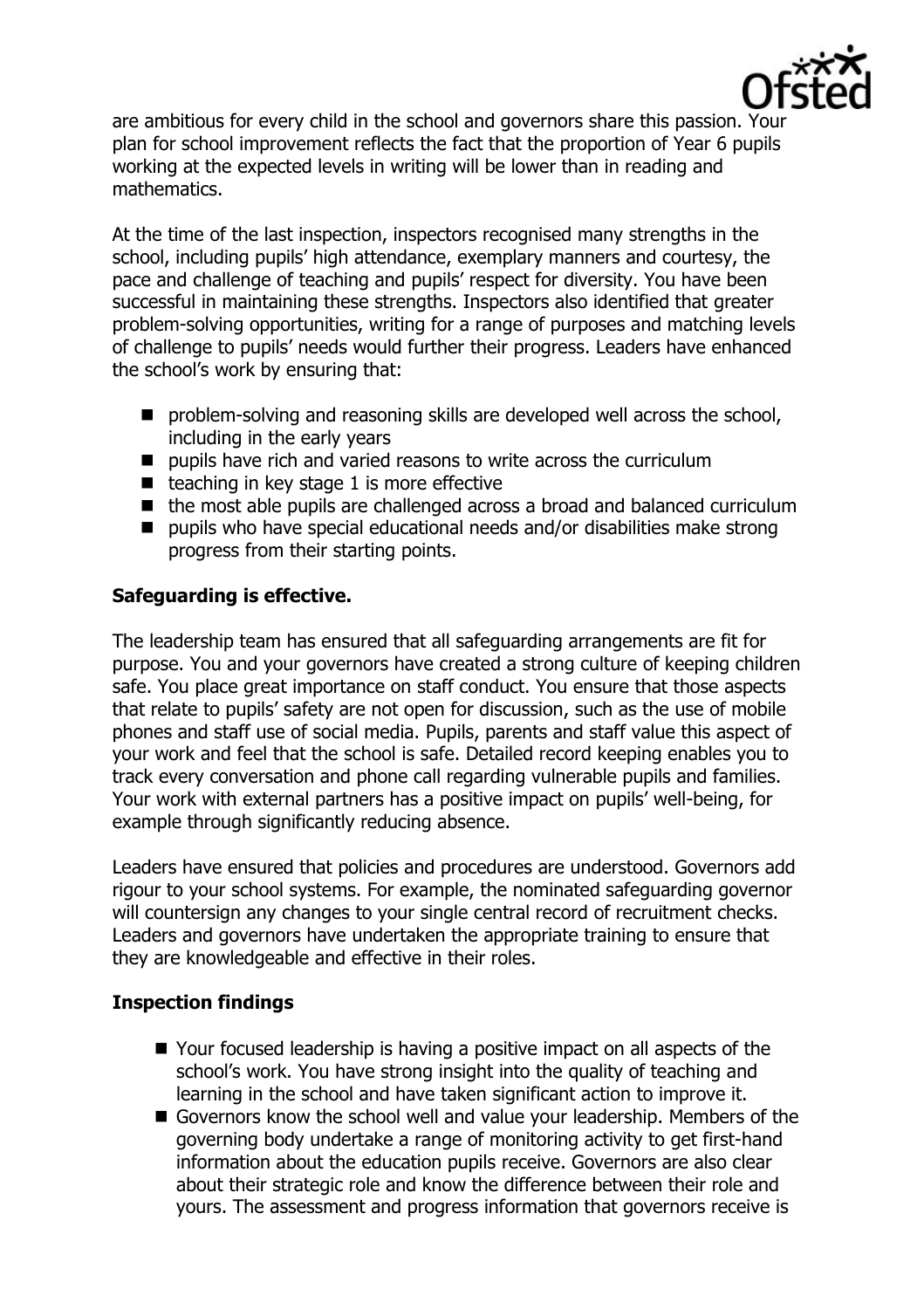are ambitious for every child in the school and governors share this passion. Your plan for school improvement reflects the fact that the proportion of Year 6 pupils working at the expected levels in writing will be lower than in reading and mathematics.

At the time of the last inspection, inspectors recognised many strengths in the school, including pupils' high attendance, exemplary manners and courtesy, the pace and challenge of teaching and pupils' respect for diversity. You have been successful in maintaining these strengths. Inspectors also identified that greater problem-solving opportunities, writing for a range of purposes and matching levels of challenge to pupils' needs would further their progress. Leaders have enhanced the school's work by ensuring that:

- problem-solving and reasoning skills are developed well across the school, including in the early years
- pupils have rich and varied reasons to write across the curriculum
- teaching in key stage 1 is more effective
- the most able pupils are challenged across a broad and balanced curriculum
- pupils who have special educational needs and/or disabilities make strong progress from their starting points.

## Safeguarding is effective.

The leadership team has ensured that all safeguarding arrangements are fit for purpose. You and your governors have created a strong culture of keeping children safe. You place great importance on staff conduct. You ensure that those aspects that relate to pupils' safety are not open for discussion, such as the use of mobile phones and staff use of social media. Pupils, parents and staff value this aspect of your work and feel that the school is safe. Detailed record keeping enables you to track every conversation and phone call regarding vulnerable pupils and families. Your work with external partners has a positive impact on pupils' well-being, for example through significantly reducing absence.

Leaders have ensured that policies and procedures are understood. Governors add rigour to your school systems. For example, the nominated safeguarding governor will countersign any changes to your single central record of recruitment checks. Leaders and governors have undertaken the appropriate training to ensure that they are knowledgeable and effective in their roles.

## Inspection findings

- Your focused leadership is having a positive impact on all aspects of the school's work. You have strong insight into the quality of teaching and learning in the school and have taken significant action to improve it.
- Governors know the school well and value your leadership. Members of the governing body undertake a range of monitoring activity to get first-hand information about the education pupils receive. Governors are also clear about their strategic role and know the difference between their role and yours. The assessment and progress information that governors receive is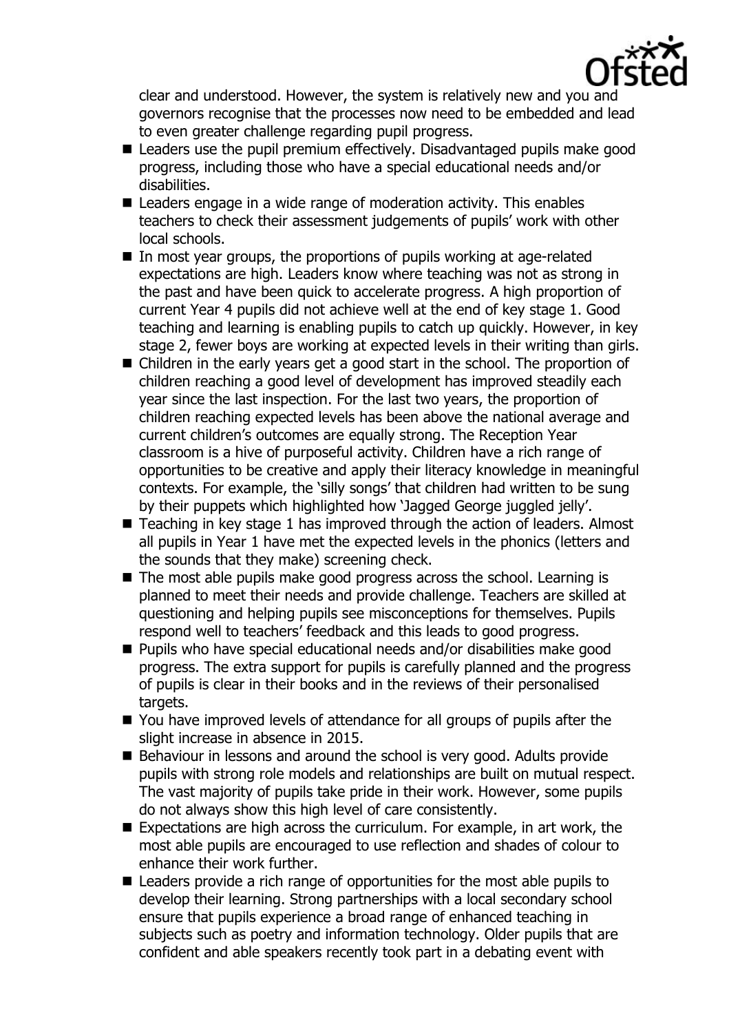clear and understood. However, the system is relatively new and you and governors recognise that the processes now need to be embedded and lead to even greater challenge regarding pupil progress.

- Leaders use the pupil premium effectively. Disadvantaged pupils make good progress, including those who have a special educational needs and/or disabilities.
- Leaders engage in a wide range of moderation activity. This enables teachers to check their assessment judgements of pupils' work with other local schools.
- In most year groups, the proportions of pupils working at age-related expectations are high. Leaders know where teaching was not as strong in the past and have been quick to accelerate progress. A high proportion of current Year 4 pupils did not achieve well at the end of key stage 1. Good teaching and learning is enabling pupils to catch up quickly. However, in key stage 2, fewer boys are working at expected levels in their writing than girls.
- Children in the early years get a good start in the school. The proportion of children reaching a good level of development has improved steadily each year since the last inspection. For the last two years, the proportion of children reaching expected levels has been above the national average and current children's outcomes are equally strong. The Reception Year classroom is a hive of purposeful activity. Children have a rich range of opportunities to be creative and apply their literacy knowledge in meaningful contexts. For example, the 'silly songs' that children had written to be sung by their puppets which highlighted how 'Jagged George juggled jelly'.
- Teaching in key stage 1 has improved through the action of leaders. Almost all pupils in Year 1 have met the expected levels in the phonics (letters and the sounds that they make) screening check.
- The most able pupils make good progress across the school. Learning is planned to meet their needs and provide challenge. Teachers are skilled at questioning and helping pupils see misconceptions for themselves. Pupils respond well to teachers' feedback and this leads to good progress.
- Pupils who have special educational needs and/or disabilities make good progress. The extra support for pupils is carefully planned and the progress of pupils is clear in their books and in the reviews of their personalised targets.
- You have improved levels of attendance for all groups of pupils after the slight increase in absence in 2015.
- Behaviour in lessons and around the school is very good. Adults provide pupils with strong role models and relationships are built on mutual respect. The vast majority of pupils take pride in their work. However, some pupils do not always show this high level of care consistently.
- Expectations are high across the curriculum. For example, in art work, the most able pupils are encouraged to use reflection and shades of colour to enhance their work further.
- Leaders provide a rich range of opportunities for the most able pupils to develop their learning. Strong partnerships with a local secondary school ensure that pupils experience a broad range of enhanced teaching in subjects such as poetry and information technology. Older pupils that are confident and able speakers recently took part in a debating event with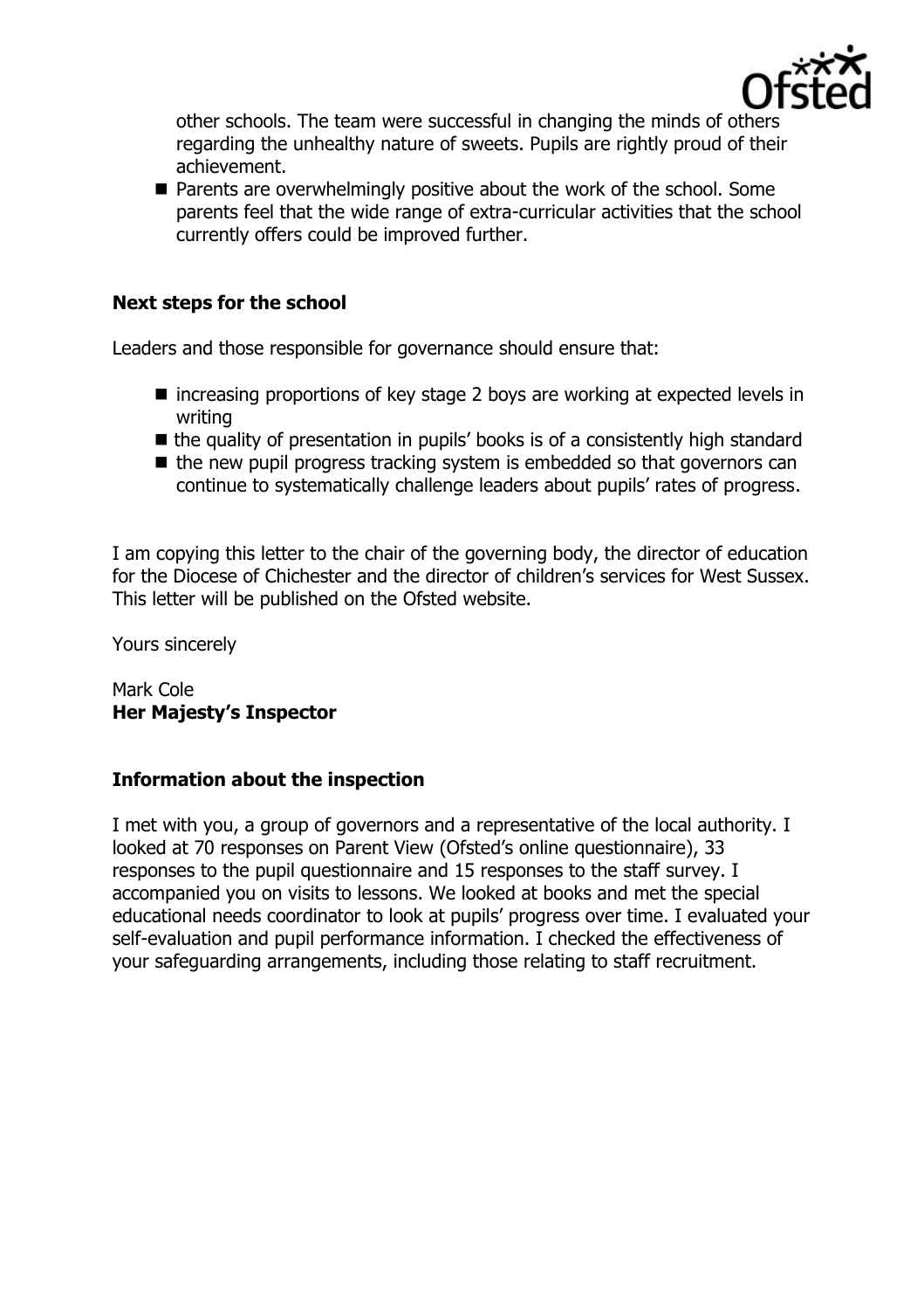other schools. The team were successful in changing the minds of others regarding the unhealthy nature of sweets. Pupils are rightly proud of their achievement.

- Parents are overwhelmingly positive about the work of the school. Some parents feel that the wide range of extra-curricular activities that the school currently offers could be improved further.

## Next steps for the school

Leaders and those responsible for governance should ensure that:

- increasing proportions of key stage 2 boys are working at expected levels in writing
- the quality of presentation in pupils' books is of a consistently high standard
- the new pupil progress tracking system is embedded so that governors can continue to systematically challenge leaders about pupils' rates of progress.

I am copying this letter to the chair of the governing body, the director of education for the Diocese of Chichester and the director of children's services for West Sussex. This letter will be published on the Ofsted website.

Yours sincerely

Mark Cole
**Her Majesty's Inspector**

## Information about the inspection

I met with you, a group of governors and a representative of the local authority. I looked at 70 responses on Parent View (Ofsted's online questionnaire), 33 responses to the pupil questionnaire and 15 responses to the staff survey. I accompanied you on visits to lessons. We looked at books and met the special educational needs coordinator to look at pupils' progress over time. I evaluated your self-evaluation and pupil performance information. I checked the effectiveness of your safeguarding arrangements, including those relating to staff recruitment.